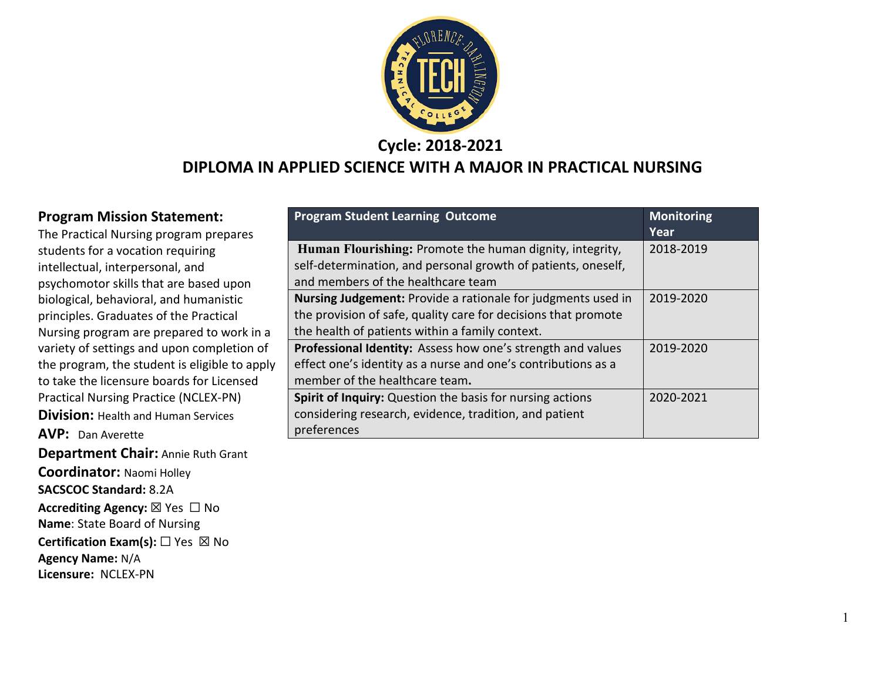## Cycle: 2018-2021

# DIPLOMA IN APPLIED SCIENCE WITH A MAJOR IN PRACTICAL NURSING

### Program Mission Statement:

The Practical Nursing program prepares students for a vocation requiring intellectual, interpersonal, and psychomotor skills that are based upon biological, behavioral, and humanistic principles. Graduates of the Practical Nursing program are prepared to work in a variety of settings and upon completion of the program, the student is eligible to apply to take the licensure boards for Licensed Practical Nursing Practice (NCLEX-PN)

**Division:** Health and Human Services

**AVP:** Dan Averette

**Department Chair:** Annie Ruth Grant

**Coordinator:** Naomi Holley

**SACSCOC Standard:** 8.2A

**Accrediting Agency:** ☒ Yes ☐ No

**Name**: State Board of Nursing

**Certification Exam(s):** ☐ Yes ☒ No

**Agency Name:** N/A

**Licensure:** NCLEX-PN

| Program Student Learning Outcome | Monitoring Year |
|---|---|
| **Human Flourishing:** Promote the human dignity, integrity, self-determination, and personal growth of patients, oneself, and members of the healthcare team | 2018-2019 |
| **Nursing Judgement:** Provide a rationale for judgments used in the provision of safe, quality care for decisions that promote the health of patients within a family context. | 2019-2020 |
| **Professional Identity:** Assess how one's strength and values effect one's identity as a nurse and one's contributions as a member of the healthcare team**.** | 2019-2020 |
| **Spirit of Inquiry:** Question the basis for nursing actions considering research, evidence, tradition, and patient preferences | 2020-2021 |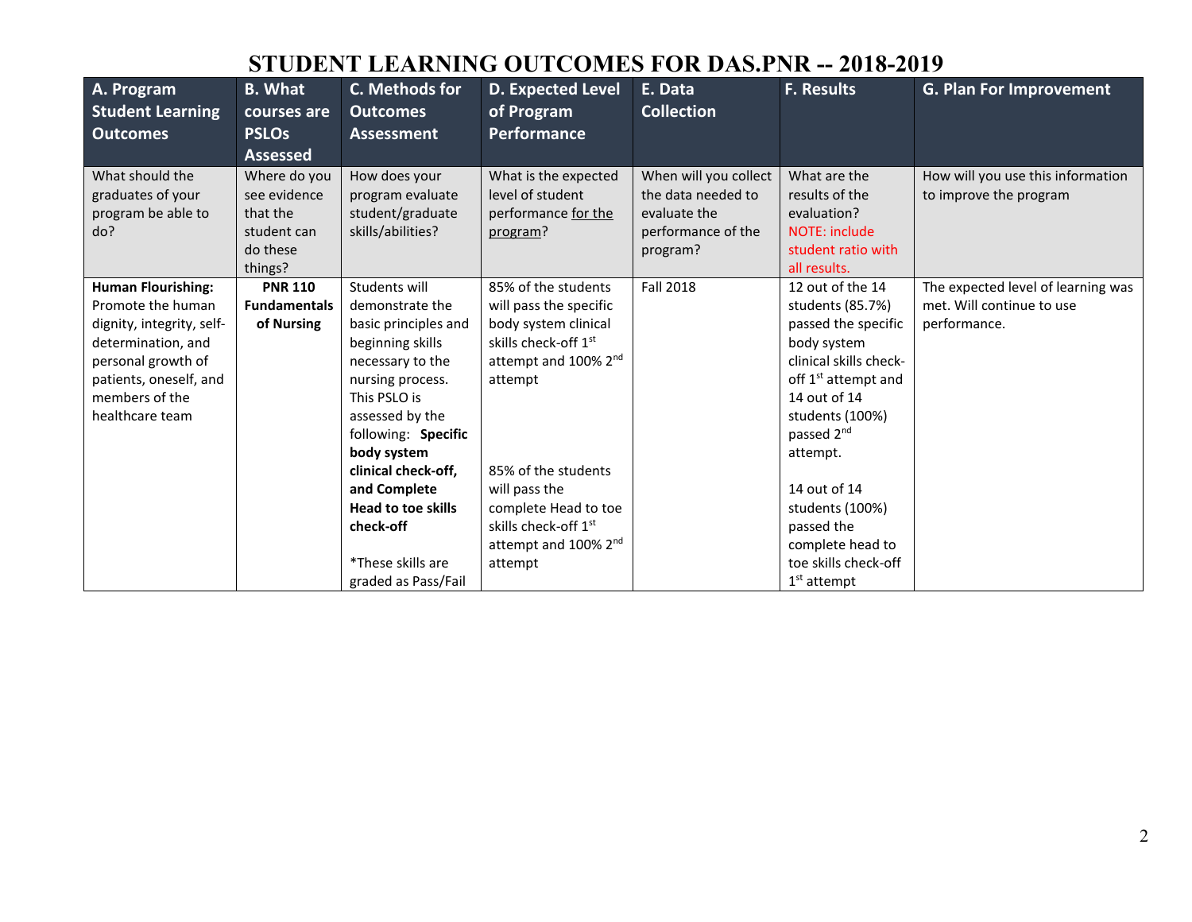# STUDENT LEARNING OUTCOMES FOR DAS.PNR -- 2018-2019

| A. Program Student Learning Outcomes | B. What courses are PSLOs Assessed | C. Methods for Outcomes Assessment | D. Expected Level of Program Performance | E. Data Collection | F. Results | G. Plan For Improvement |
|---|---|---|---|---|---|---|
| What should the graduates of your program be able to do? | Where do you see evidence that the student can do these things? | How does your program evaluate student/graduate skills/abilities? | What is the expected level of student performance for the program? | When will you collect the data needed to evaluate the performance of the program? | What are the results of the evaluation? NOTE: include student ratio with all results. | How will you use this information to improve the program |
| **Human Flourishing:** Promote the human dignity, integrity, self-determination, and personal growth of patients, oneself, and members of the healthcare team | **PNR 110 Fundamentals of Nursing** | Students will demonstrate the basic principles and beginning skills necessary to the nursing process. This PSLO is assessed by the following: **Specific body system clinical check-off, and Complete Head to toe skills check-off**<br><br>*These skills are graded as Pass/Fail | 85% of the students will pass the specific body system clinical skills check-off 1st attempt and 100% 2nd attempt<br><br>85% of the students will pass the complete Head to toe skills check-off 1st attempt and 100% 2nd attempt | Fall 2018 | 12 out of the 14 students (85.7%) passed the specific body system clinical skills check-off 1st attempt and 14 out of 14 students (100%) passed 2nd attempt.<br><br>14 out of 14 students (100%) passed the complete head to toe skills check-off 1st attempt | The expected level of learning was met. Will continue to use performance. |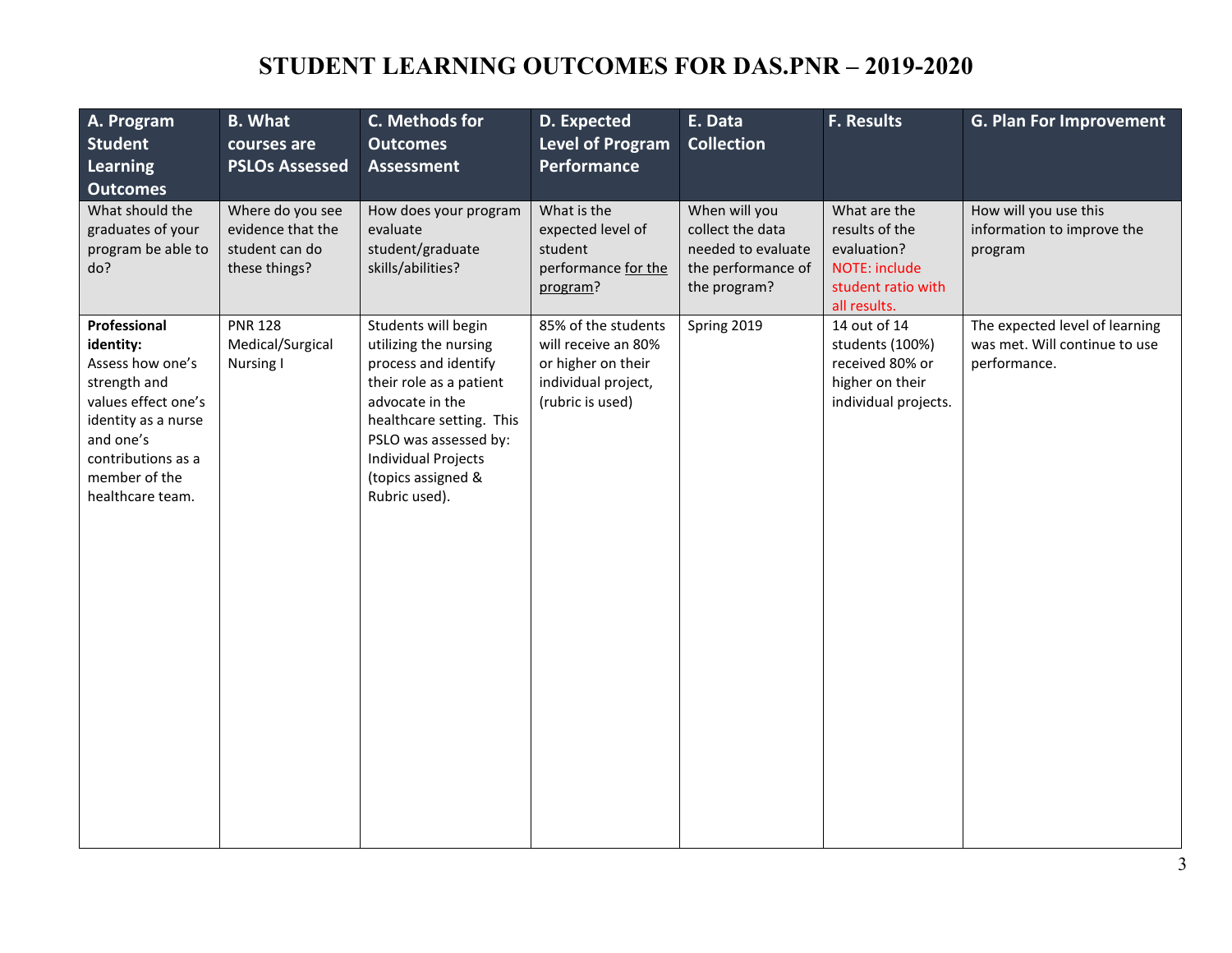# STUDENT LEARNING OUTCOMES FOR DAS.PNR – 2019-2020

| A. Program Student Learning Outcomes | B. What courses are PSLOs Assessed | C. Methods for Outcomes Assessment | D. Expected Level of Program Performance | E. Data Collection | F. Results | G. Plan For Improvement |
|---|---|---|---|---|---|---|
| What should the graduates of your program be able to do? | Where do you see evidence that the student can do these things? | How does your program evaluate student/graduate skills/abilities? | What is the expected level of student performance for the program? | When will you collect the data needed to evaluate the performance of the program? | What are the results of the evaluation? NOTE: include student ratio with all results. | How will you use this information to improve the program |
| **Professional identity:** Assess how one's strength and values effect one's identity as a nurse and one's contributions as a member of the healthcare team. | PNR 128 Medical/Surgical Nursing I | Students will begin utilizing the nursing process and identify their role as a patient advocate in the healthcare setting. This PSLO was assessed by: Individual Projects (topics assigned & Rubric used). | 85% of the students will receive an 80% or higher on their individual project, (rubric is used) | Spring 2019 | 14 out of 14 students (100%) received 80% or higher on their individual projects. | The expected level of learning was met. Will continue to use performance. |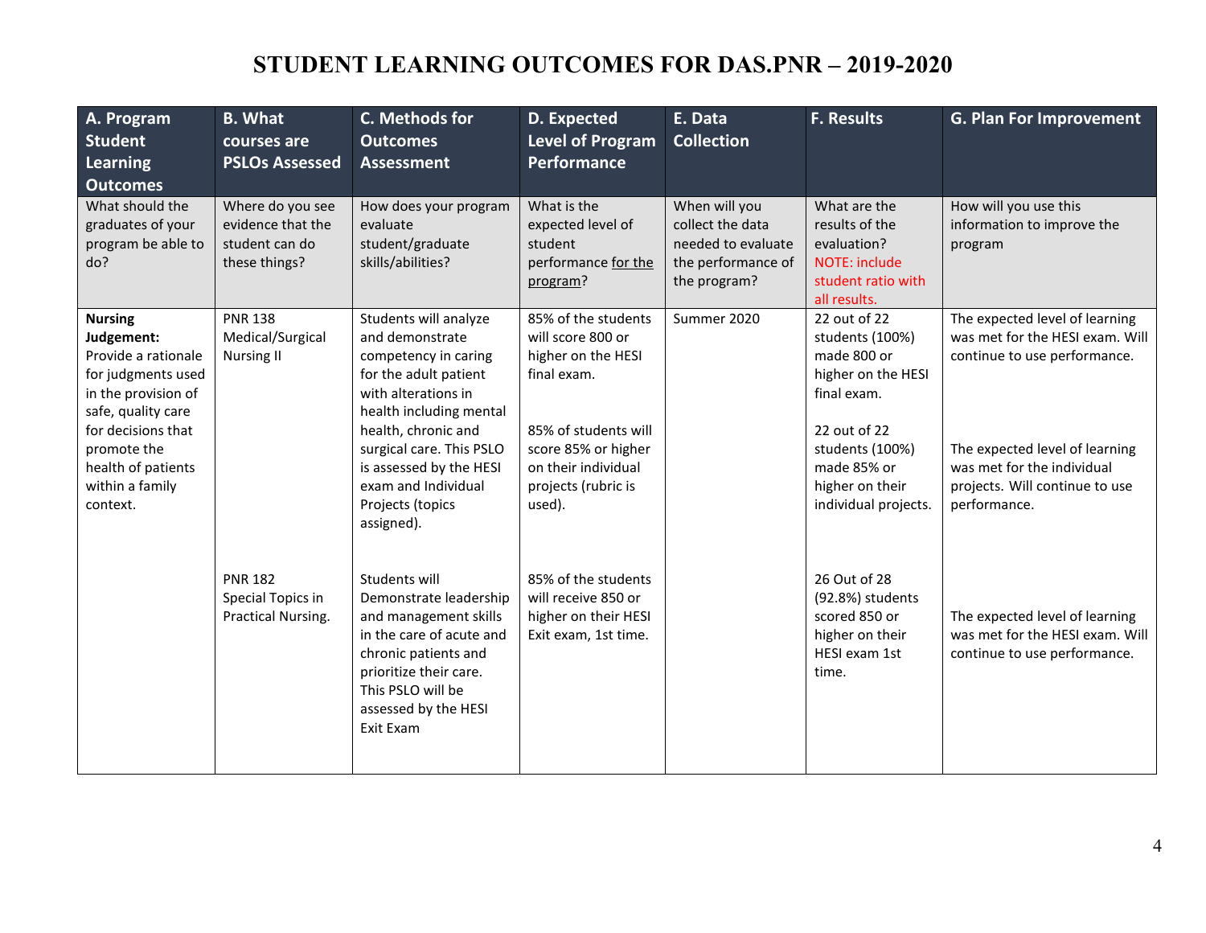# STUDENT LEARNING OUTCOMES FOR DAS.PNR – 2019-2020

| A. Program Student Learning Outcomes | B. What courses are PSLOs Assessed | C. Methods for Outcomes Assessment | D. Expected Level of Program Performance | E. Data Collection | F. Results | G. Plan For Improvement |
|---|---|---|---|---|---|---|
| What should the graduates of your program be able to do? | Where do you see evidence that the student can do these things? | How does your program evaluate student/graduate skills/abilities? | What is the expected level of student performance for the program? | When will you collect the data needed to evaluate the performance of the program? | What are the results of the evaluation? NOTE: include student ratio with all results. | How will you use this information to improve the program |
| **Nursing Judgement:** Provide a rationale for judgments used in the provision of safe, quality care for decisions that promote the health of patients within a family context. | PNR 138 Medical/Surgical Nursing II | Students will analyze and demonstrate competency in caring for the adult patient with alterations in health including mental health, chronic and surgical care. This PSLO is assessed by the HESI exam and Individual Projects (topics assigned). | 85% of the students will score 800 or higher on the HESI final exam.<br><br>85% of students will score 85% or higher on their individual projects (rubric is used). | Summer 2020 | 22 out of 22 students (100%) made 800 or higher on the HESI final exam.<br><br>22 out of 22 students (100%) made 85% or higher on their individual projects. | The expected level of learning was met for the HESI exam. Will continue to use performance.<br><br>The expected level of learning was met for the individual projects. Will continue to use performance. |
| | PNR 182 Special Topics in Practical Nursing. | Students will Demonstrate leadership and management skills in the care of acute and chronic patients and prioritize their care. This PSLO will be assessed by the HESI Exit Exam | 85% of the students will receive 850 or higher on their HESI Exit exam, 1st time. | | 26 Out of 28 (92.8%) students scored 850 or higher on their HESI exam 1st time. | The expected level of learning was met for the HESI exam. Will continue to use performance. |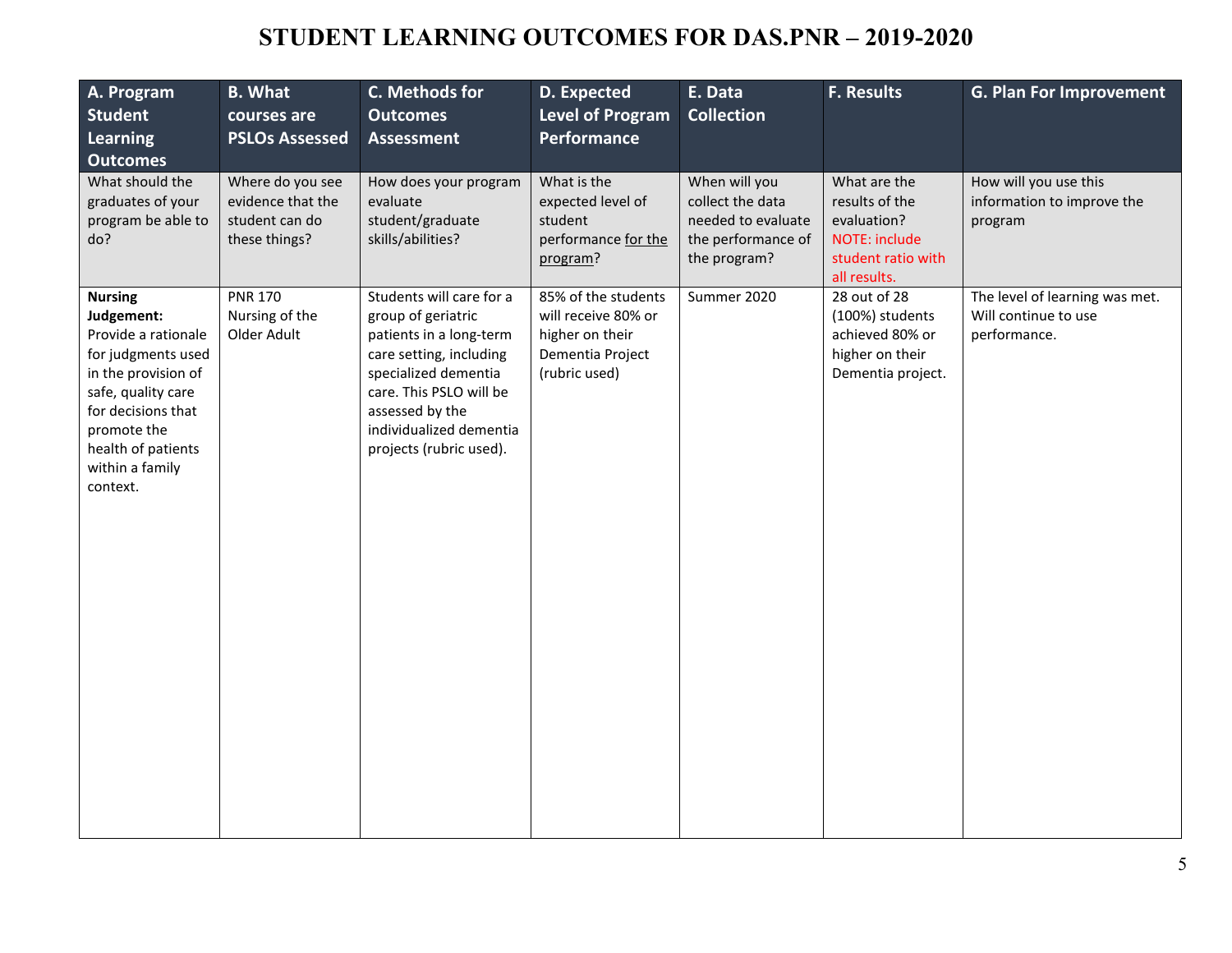# STUDENT LEARNING OUTCOMES FOR DAS.PNR – 2019-2020

| A. Program Student Learning Outcomes | B. What courses are PSLOs Assessed | C. Methods for Outcomes Assessment | D. Expected Level of Program Performance | E. Data Collection | F. Results | G. Plan For Improvement |
|---|---|---|---|---|---|---|
| What should the graduates of your program be able to do? | Where do you see evidence that the student can do these things? | How does your program evaluate student/graduate skills/abilities? | What is the expected level of student performance for the program? | When will you collect the data needed to evaluate the performance of the program? | What are the results of the evaluation? NOTE: include student ratio with all results. | How will you use this information to improve the program |
| **Nursing Judgement:** Provide a rationale for judgments used in the provision of safe, quality care for decisions that promote the health of patients within a family context. | PNR 170 Nursing of the Older Adult | Students will care for a group of geriatric patients in a long-term care setting, including specialized dementia care. This PSLO will be assessed by the individualized dementia projects (rubric used). | 85% of the students will receive 80% or higher on their Dementia Project (rubric used) | Summer 2020 | 28 out of 28 (100%) students achieved 80% or higher on their Dementia project. | The level of learning was met. Will continue to use performance. |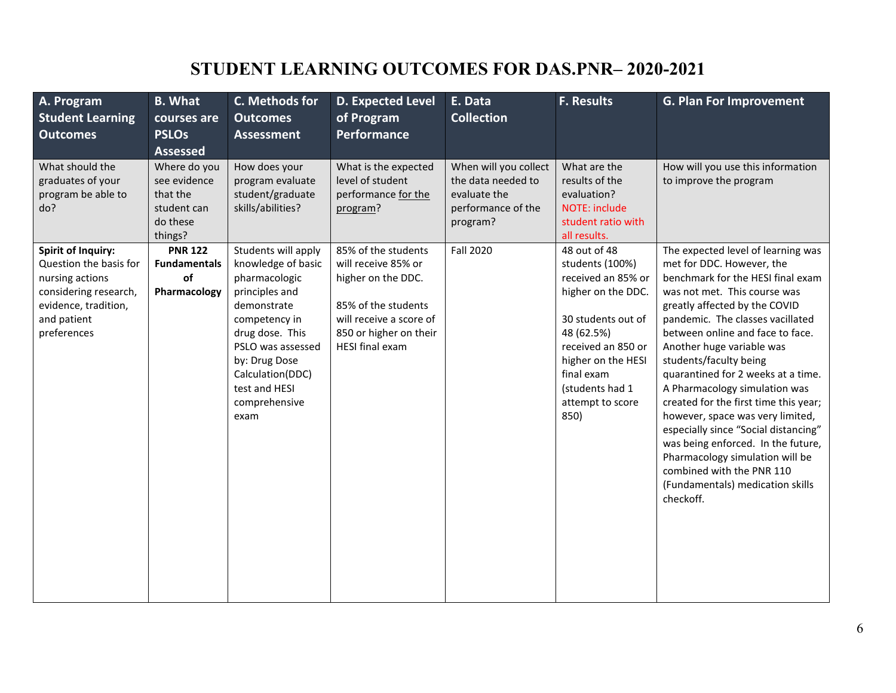# STUDENT LEARNING OUTCOMES FOR DAS.PNR– 2020-2021

| A. Program Student Learning Outcomes | B. What courses are PSLOs Assessed | C. Methods for Outcomes Assessment | D. Expected Level of Program Performance | E. Data Collection | F. Results | G. Plan For Improvement |
|---|---|---|---|---|---|---|
| What should the graduates of your program be able to do? | Where do you see evidence that the student can do these things? | How does your program evaluate student/graduate skills/abilities? | What is the expected level of student performance for the program? | When will you collect the data needed to evaluate the performance of the program? | What are the results of the evaluation? NOTE: include student ratio with all results. | How will you use this information to improve the program |
| **Spirit of Inquiry:** Question the basis for nursing actions considering research, evidence, tradition, and patient preferences | **PNR 122 Fundamentals of Pharmacology** | Students will apply knowledge of basic pharmacologic principles and demonstrate competency in drug dose. This PSLO was assessed by: Drug Dose Calculation(DDC) test and HESI comprehensive exam | 85% of the students will receive 85% or higher on the DDC.<br><br>85% of the students will receive a score of 850 or higher on their HESI final exam | Fall 2020 | 48 out of 48 students (100%) received an 85% or higher on the DDC.<br><br>30 students out of 48 (62.5%) received an 850 or higher on the HESI final exam (students had 1 attempt to score 850) | The expected level of learning was met for DDC. However, the benchmark for the HESI final exam was not met. This course was greatly affected by the COVID pandemic. The classes vacillated between online and face to face. Another huge variable was students/faculty being quarantined for 2 weeks at a time. A Pharmacology simulation was created for the first time this year; however, space was very limited, especially since "Social distancing" was being enforced. In the future, Pharmacology simulation will be combined with the PNR 110 (Fundamentals) medication skills checkoff. |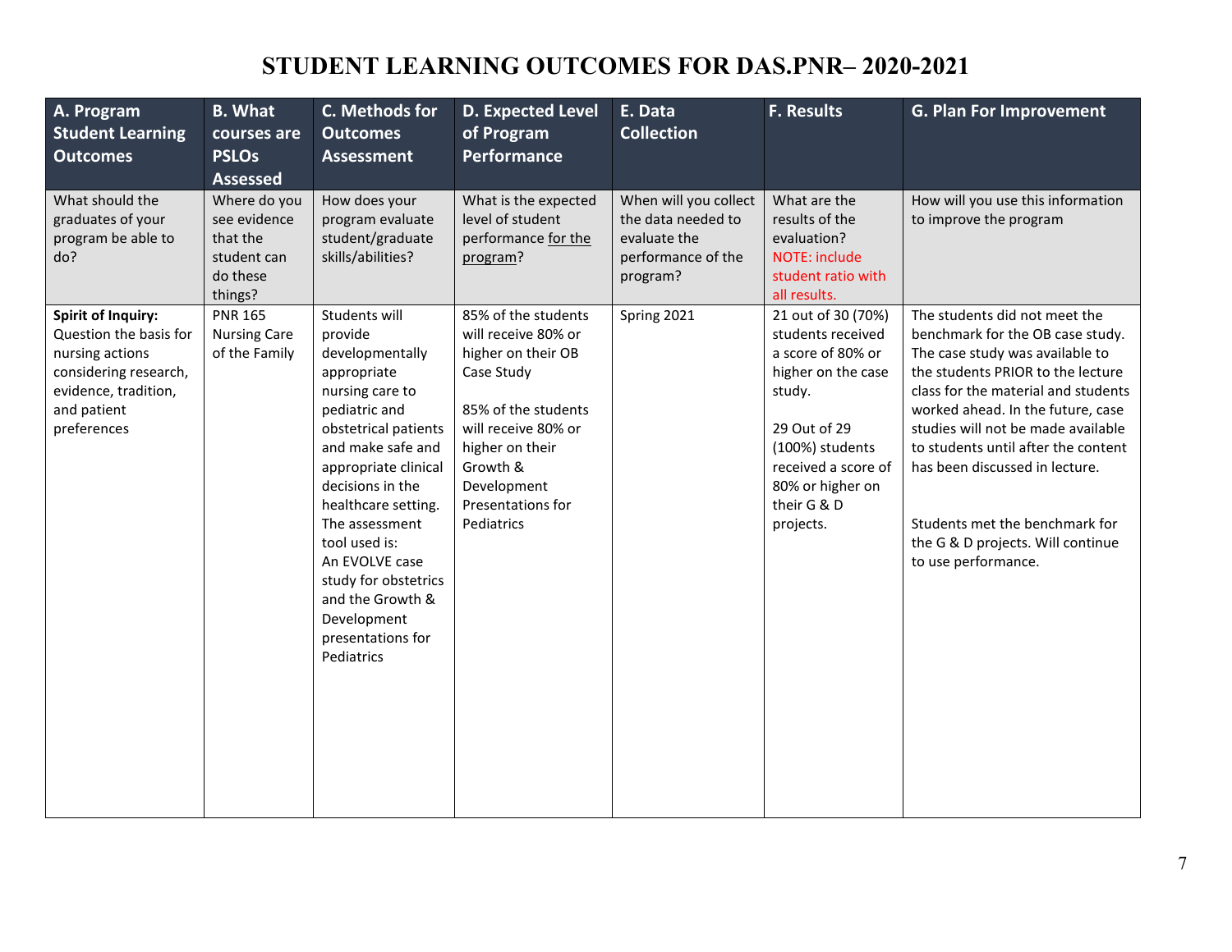# STUDENT LEARNING OUTCOMES FOR DAS.PNR– 2020-2021

| A. Program Student Learning Outcomes | B. What courses are PSLOs Assessed | C. Methods for Outcomes Assessment | D. Expected Level of Program Performance | E. Data Collection | F. Results | G. Plan For Improvement |
|---|---|---|---|---|---|---|
| What should the graduates of your program be able to do? | Where do you see evidence that the student can do these things? | How does your program evaluate student/graduate skills/abilities? | What is the expected level of student performance for the program? | When will you collect the data needed to evaluate the performance of the program? | What are the results of the evaluation? NOTE: include student ratio with all results. | How will you use this information to improve the program |
| **Spirit of Inquiry:** Question the basis for nursing actions considering research, evidence, tradition, and patient preferences | PNR 165 Nursing Care of the Family | Students will provide developmentally appropriate nursing care to pediatric and obstetrical patients and make safe and appropriate clinical decisions in the healthcare setting. The assessment tool used is: An EVOLVE case study for obstetrics and the Growth & Development presentations for Pediatrics | 85% of the students will receive 80% or higher on their OB Case Study<br><br>85% of the students will receive 80% or higher on their Growth & Development Presentations for Pediatrics | Spring 2021 | 21 out of 30 (70%) students received a score of 80% or higher on the case study.<br><br>29 Out of 29 (100%) students received a score of 80% or higher on their G & D projects. | The students did not meet the benchmark for the OB case study. The case study was available to the students PRIOR to the lecture class for the material and students worked ahead. In the future, case studies will not be made available to students until after the content has been discussed in lecture.<br><br>Students met the benchmark for the G & D projects. Will continue to use performance. |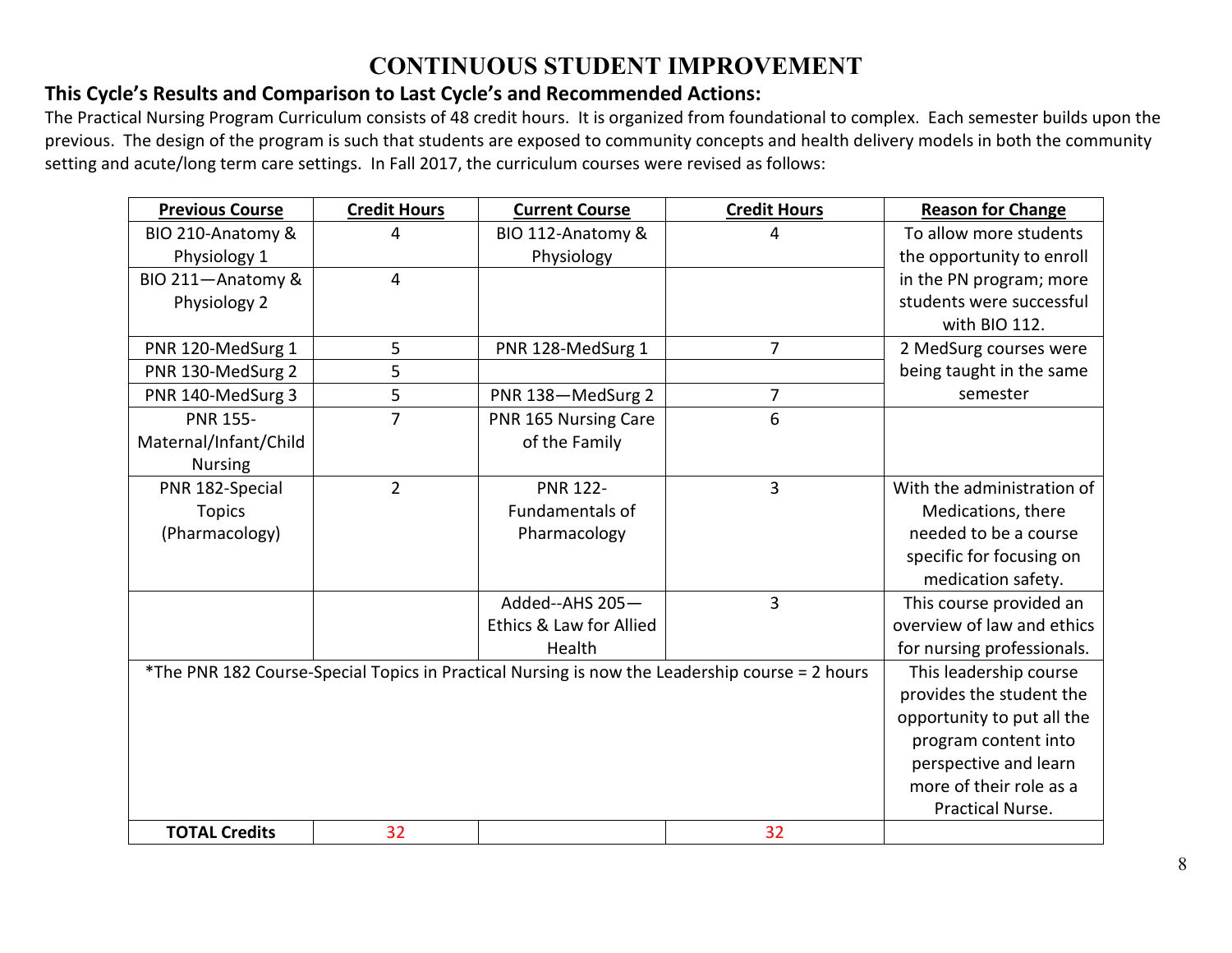# CONTINUOUS STUDENT IMPROVEMENT

### This Cycle's Results and Comparison to Last Cycle's and Recommended Actions:

The Practical Nursing Program Curriculum consists of 48 credit hours. It is organized from foundational to complex. Each semester builds upon the previous. The design of the program is such that students are exposed to community concepts and health delivery models in both the community setting and acute/long term care settings. In Fall 2017, the curriculum courses were revised as follows:

| Previous Course | Credit Hours | Current Course | Credit Hours | Reason for Change |
|---|---|---|---|---|
| BIO 210-Anatomy & Physiology 1 | 4 | BIO 112-Anatomy & Physiology | 4 | To allow more students the opportunity to enroll in the PN program; more students were successful with BIO 112. |
| BIO 211—Anatomy & Physiology 2 | 4 | | | |
| PNR 120-MedSurg 1 | 5 | PNR 128-MedSurg 1 | 7 | 2 MedSurg courses were being taught in the same semester |
| PNR 130-MedSurg 2 | 5 | | | |
| PNR 140-MedSurg 3 | 5 | PNR 138—MedSurg 2 | 7 | |
| PNR 155-Maternal/Infant/Child Nursing | 7 | PNR 165 Nursing Care of the Family | 6 | |
| PNR 182-Special Topics (Pharmacology) | 2 | PNR 122-Fundamentals of Pharmacology | 3 | With the administration of Medications, there needed to be a course specific for focusing on medication safety. |
| | | Added--AHS 205—Ethics & Law for Allied Health | 3 | This course provided an overview of law and ethics for nursing professionals. |
| *The PNR 182 Course-Special Topics in Practical Nursing is now the Leadership course = 2 hours | | | | This leadership course provides the student the opportunity to put all the program content into perspective and learn more of their role as a Practical Nurse. |
| **TOTAL Credits** | 32 | | 32 | |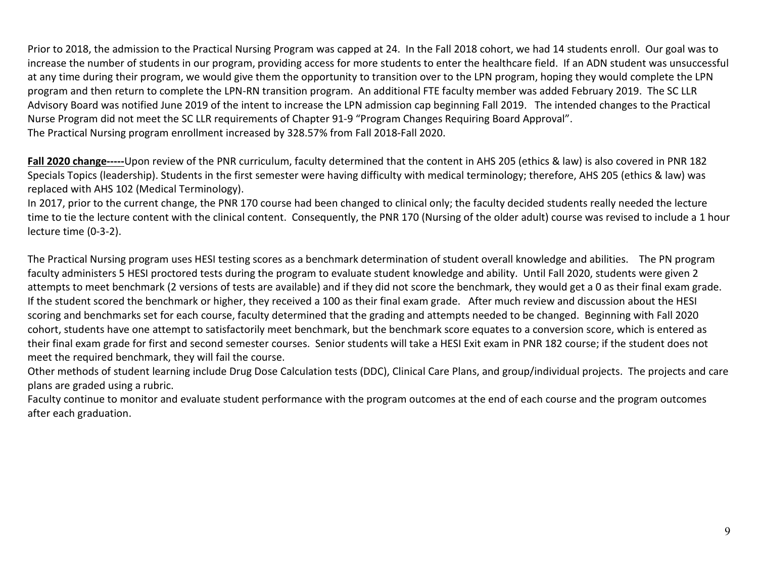Prior to 2018, the admission to the Practical Nursing Program was capped at 24. In the Fall 2018 cohort, we had 14 students enroll. Our goal was to increase the number of students in our program, providing access for more students to enter the healthcare field. If an ADN student was unsuccessful at any time during their program, we would give them the opportunity to transition over to the LPN program, hoping they would complete the LPN program and then return to complete the LPN-RN transition program. An additional FTE faculty member was added February 2019. The SC LLR Advisory Board was notified June 2019 of the intent to increase the LPN admission cap beginning Fall 2019. The intended changes to the Practical Nurse Program did not meet the SC LLR requirements of Chapter 91-9 "Program Changes Requiring Board Approval".
The Practical Nursing program enrollment increased by 328.57% from Fall 2018-Fall 2020.

**<u>Fall 2020 change-----</u>**Upon review of the PNR curriculum, faculty determined that the content in AHS 205 (ethics & law) is also covered in PNR 182 Specials Topics (leadership). Students in the first semester were having difficulty with medical terminology; therefore, AHS 205 (ethics & law) was replaced with AHS 102 (Medical Terminology).
In 2017, prior to the current change, the PNR 170 course had been changed to clinical only; the faculty decided students really needed the lecture time to tie the lecture content with the clinical content. Consequently, the PNR 170 (Nursing of the older adult) course was revised to include a 1 hour lecture time (0-3-2).

The Practical Nursing program uses HESI testing scores as a benchmark determination of student overall knowledge and abilities. The PN program faculty administers 5 HESI proctored tests during the program to evaluate student knowledge and ability. Until Fall 2020, students were given 2 attempts to meet benchmark (2 versions of tests are available) and if they did not score the benchmark, they would get a 0 as their final exam grade. If the student scored the benchmark or higher, they received a 100 as their final exam grade. After much review and discussion about the HESI scoring and benchmarks set for each course, faculty determined that the grading and attempts needed to be changed. Beginning with Fall 2020 cohort, students have one attempt to satisfactorily meet benchmark, but the benchmark score equates to a conversion score, which is entered as their final exam grade for first and second semester courses. Senior students will take a HESI Exit exam in PNR 182 course; if the student does not meet the required benchmark, they will fail the course.
Other methods of student learning include Drug Dose Calculation tests (DDC), Clinical Care Plans, and group/individual projects. The projects and care plans are graded using a rubric.
Faculty continue to monitor and evaluate student performance with the program outcomes at the end of each course and the program outcomes after each graduation.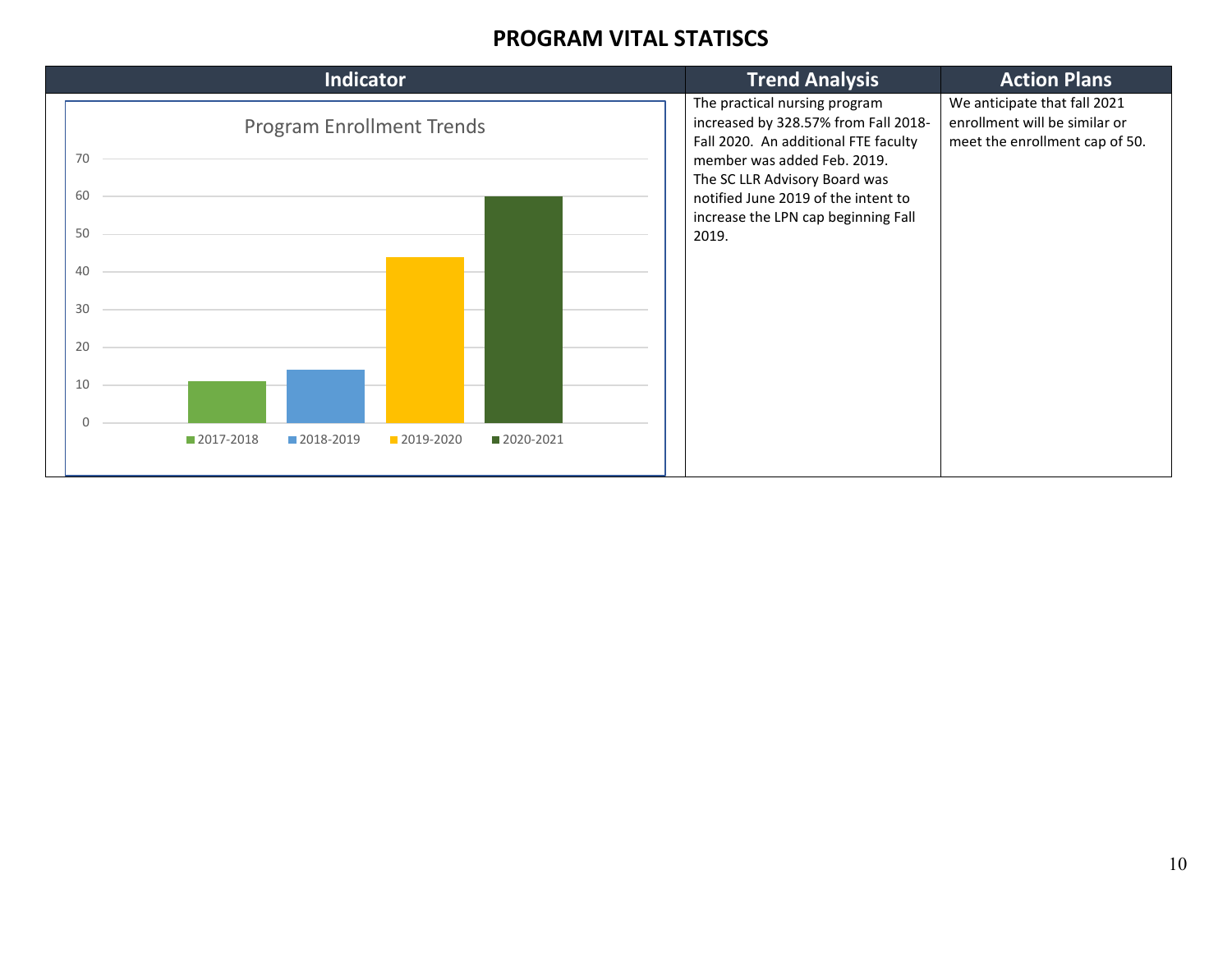## PROGRAM VITAL STATISCS

| Indicator | Trend Analysis | Action Plans |
|---|---|---|
| **Program Enrollment Trends**<br>2017-2018: 11<br>2018-2019: 14<br>2019-2020: 44<br>2020-2021: 60 | The practical nursing program increased by 328.57% from Fall 2018-Fall 2020. An additional FTE faculty member was added Feb. 2019. The SC LLR Advisory Board was notified June 2019 of the intent to increase the LPN cap beginning Fall 2019. | We anticipate that fall 2021 enrollment will be similar or meet the enrollment cap of 50. |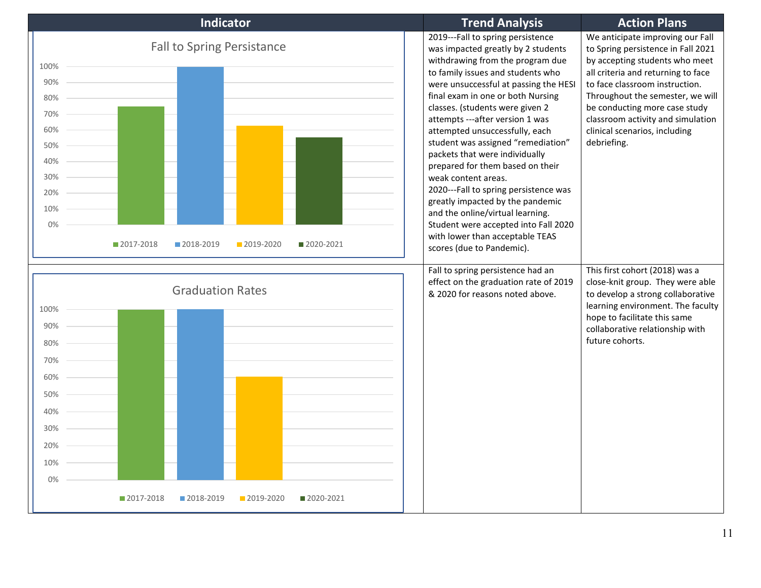| Indicator | Trend Analysis | Action Plans |
|---|---|---|
| Fall to Spring Persistance | 2019---Fall to spring persistence was impacted greatly by 2 students withdrawing from the program due to family issues and students who were unsuccessful at passing the HESI final exam in one or both Nursing classes. (students were given 2 attempts ---after version 1 was attempted unsuccessfully, each student was assigned "remediation" packets that were individually prepared for them based on their weak content areas. 2020---Fall to spring persistence was greatly impacted by the pandemic and the online/virtual learning. Student were accepted into Fall 2020 with lower than acceptable TEAS scores (due to Pandemic). | We anticipate improving our Fall to Spring persistence in Fall 2021 by accepting students who meet all criteria and returning to face to face classroom instruction. Throughout the semester, we will be conducting more case study classroom activity and simulation clinical scenarios, including debriefing. |
| Graduation Rates | Fall to spring persistence had an effect on the graduation rate of 2019 & 2020 for reasons noted above. | This first cohort (2018) was a close-knit group. They were able to develop a strong collaborative learning environment. The faculty hope to facilitate this same collaborative relationship with future cohorts. |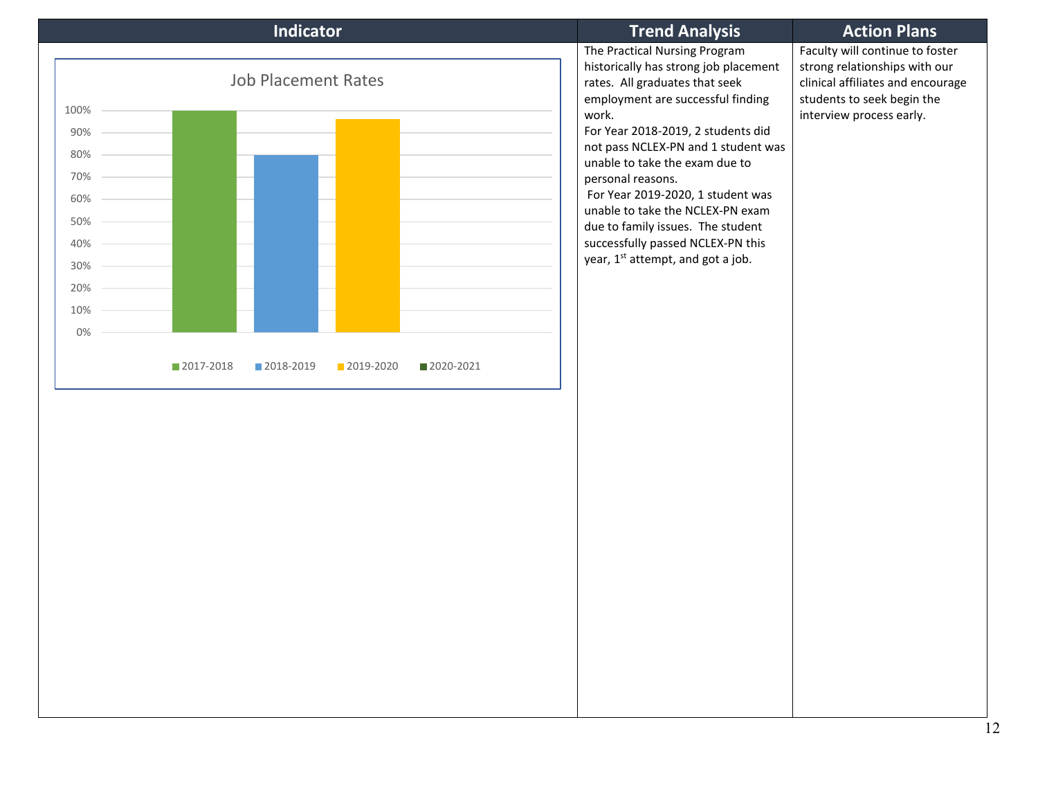| Indicator | Trend Analysis | Action Plans |
|---|---|---|
| Job Placement Rates (chart: 2017-2018, 2018-2019, 2019-2020, 2020-2021; y-axis 0%–100%) | The Practical Nursing Program historically has strong job placement rates. All graduates that seek employment are successful finding work.<br>For Year 2018-2019, 2 students did not pass NCLEX-PN and 1 student was unable to take the exam due to personal reasons.<br>For Year 2019-2020, 1 student was unable to take the NCLEX-PN exam due to family issues. The student successfully passed NCLEX-PN this year, 1st attempt, and got a job. | Faculty will continue to foster strong relationships with our clinical affiliates and encourage students to seek begin the interview process early. |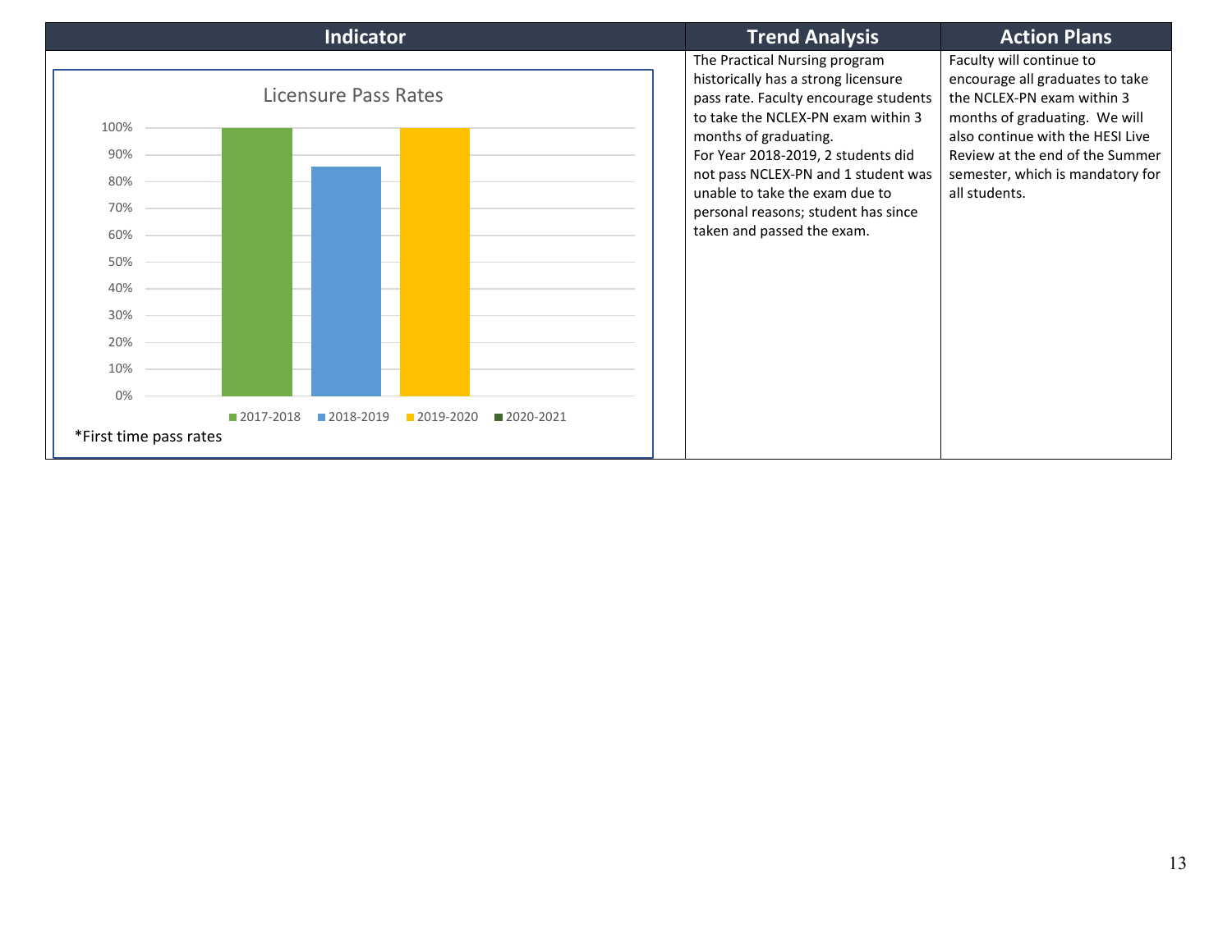| Indicator | Trend Analysis | Action Plans |
|---|---|---|
| Licensure Pass Rates<br>100%<br>90%<br>80%<br>70%<br>60%<br>50%<br>40%<br>30%<br>20%<br>10%<br>0%<br>2017-2018 2018-2019 2019-2020 2020-2021<br>*First time pass rates | The Practical Nursing program historically has a strong licensure pass rate. Faculty encourage students to take the NCLEX-PN exam within 3 months of graduating.<br>For Year 2018-2019, 2 students did not pass NCLEX-PN and 1 student was unable to take the exam due to personal reasons; student has since taken and passed the exam. | Faculty will continue to encourage all graduates to take the NCLEX-PN exam within 3 months of graduating. We will also continue with the HESI Live Review at the end of the Summer semester, which is mandatory for all students. |